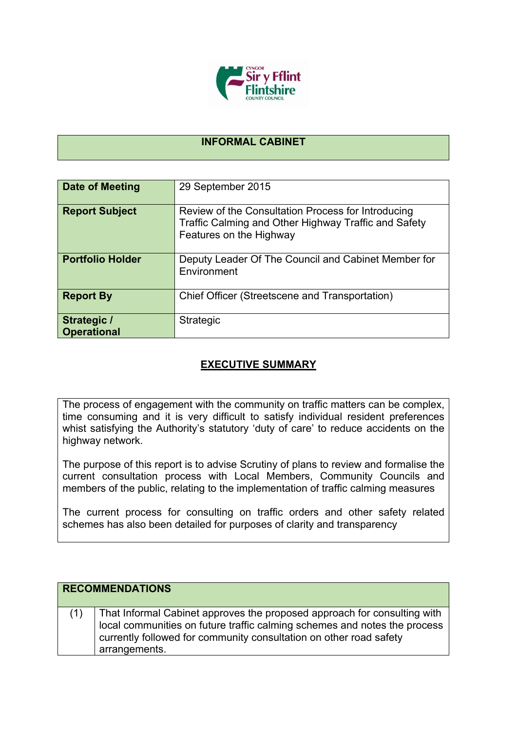# INFORMAL CABINET

| Date of Meeting | 29 September 2015 |
|---|---|
| **Report Subject** | Review of the Consultation Process for Introducing Traffic Calming and Other Highway Traffic and Safety Features on the Highway |
| **Portfolio Holder** | Deputy Leader Of The Council and Cabinet Member for Environment |
| **Report By** | Chief Officer (Streetscene and Transportation) |
| **Strategic / Operational** | Strategic |

## EXECUTIVE SUMMARY

The process of engagement with the community on traffic matters can be complex, time consuming and it is very difficult to satisfy individual resident preferences whist satisfying the Authority's statutory 'duty of care' to reduce accidents on the highway network.

The purpose of this report is to advise Scrutiny of plans to review and formalise the current consultation process with Local Members, Community Councils and members of the public, relating to the implementation of traffic calming measures

The current process for consulting on traffic orders and other safety related schemes has also been detailed for purposes of clarity and transparency

| RECOMMENDATIONS | |
|---|---|
| (1) | That Informal Cabinet approves the proposed approach for consulting with local communities on future traffic calming schemes and notes the process currently followed for community consultation on other road safety arrangements. |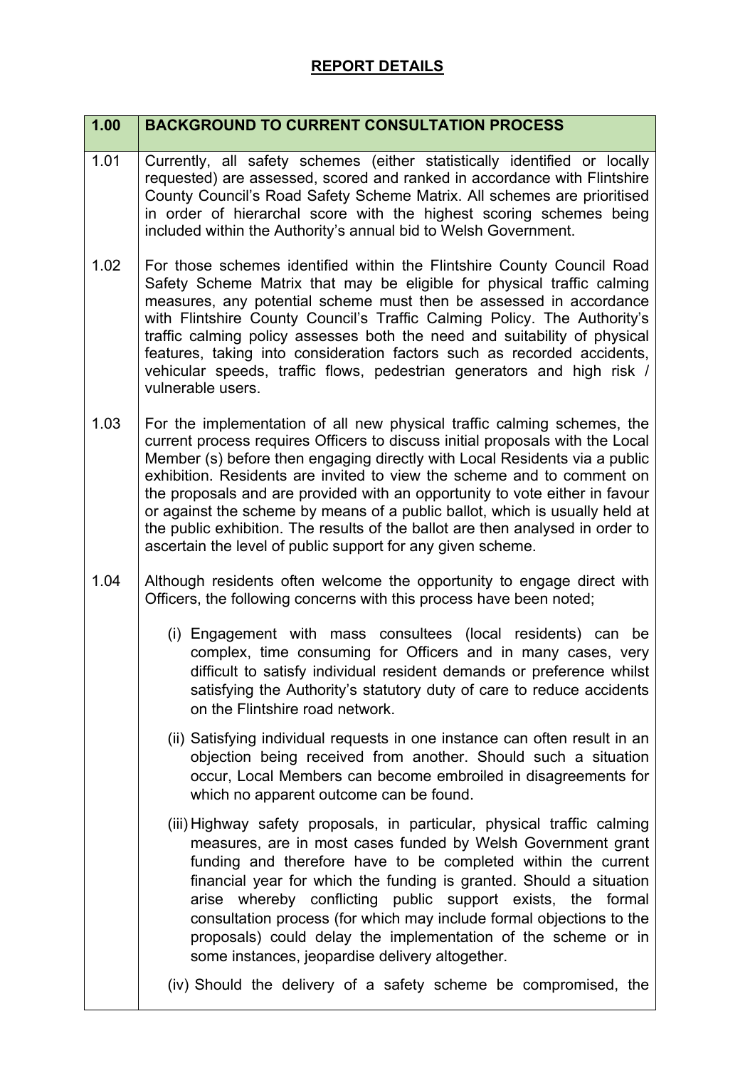## REPORT DETAILS

| 1.00 | BACKGROUND TO CURRENT CONSULTATION PROCESS |
|---|---|
| 1.01 | Currently, all safety schemes (either statistically identified or locally requested) are assessed, scored and ranked in accordance with Flintshire County Council's Road Safety Scheme Matrix. All schemes are prioritised in order of hierarchal score with the highest scoring schemes being included within the Authority's annual bid to Welsh Government. |
| 1.02 | For those schemes identified within the Flintshire County Council Road Safety Scheme Matrix that may be eligible for physical traffic calming measures, any potential scheme must then be assessed in accordance with Flintshire County Council's Traffic Calming Policy. The Authority's traffic calming policy assesses both the need and suitability of physical features, taking into consideration factors such as recorded accidents, vehicular speeds, traffic flows, pedestrian generators and high risk / vulnerable users. |
| 1.03 | For the implementation of all new physical traffic calming schemes, the current process requires Officers to discuss initial proposals with the Local Member (s) before then engaging directly with Local Residents via a public exhibition. Residents are invited to view the scheme and to comment on the proposals and are provided with an opportunity to vote either in favour or against the scheme by means of a public ballot, which is usually held at the public exhibition. The results of the ballot are then analysed in order to ascertain the level of public support for any given scheme. |
| 1.04 | Although residents often welcome the opportunity to engage direct with Officers, the following concerns with this process have been noted;<br><br>(i) Engagement with mass consultees (local residents) can be complex, time consuming for Officers and in many cases, very difficult to satisfy individual resident demands or preference whilst satisfying the Authority's statutory duty of care to reduce accidents on the Flintshire road network.<br><br>(ii) Satisfying individual requests in one instance can often result in an objection being received from another. Should such a situation occur, Local Members can become embroiled in disagreements for which no apparent outcome can be found.<br><br>(iii) Highway safety proposals, in particular, physical traffic calming measures, are in most cases funded by Welsh Government grant funding and therefore have to be completed within the current financial year for which the funding is granted. Should a situation arise whereby conflicting public support exists, the formal consultation process (for which may include formal objections to the proposals) could delay the implementation of the scheme or in some instances, jeopardise delivery altogether.<br><br>(iv) Should the delivery of a safety scheme be compromised, the |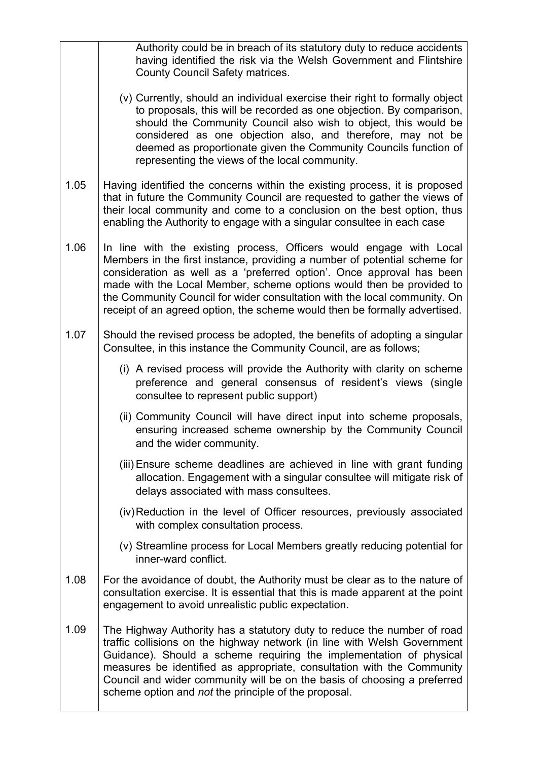| | |
|---|---|
| | Authority could be in breach of its statutory duty to reduce accidents having identified the risk via the Welsh Government and Flintshire County Council Safety matrices.<br><br>(v) Currently, should an individual exercise their right to formally object to proposals, this will be recorded as one objection. By comparison, should the Community Council also wish to object, this would be considered as one objection also, and therefore, may not be deemed as proportionate given the Community Councils function of representing the views of the local community. |
| 1.05 | Having identified the concerns within the existing process, it is proposed that in future the Community Council are requested to gather the views of their local community and come to a conclusion on the best option, thus enabling the Authority to engage with a singular consultee in each case |
| 1.06 | In line with the existing process, Officers would engage with Local Members in the first instance, providing a number of potential scheme for consideration as well as a 'preferred option'. Once approval has been made with the Local Member, scheme options would then be provided to the Community Council for wider consultation with the local community. On receipt of an agreed option, the scheme would then be formally advertised. |
| 1.07 | Should the revised process be adopted, the benefits of adopting a singular Consultee, in this instance the Community Council, are as follows;<br><br>(i) A revised process will provide the Authority with clarity on scheme preference and general consensus of resident's views (single consultee to represent public support)<br><br>(ii) Community Council will have direct input into scheme proposals, ensuring increased scheme ownership by the Community Council and the wider community.<br><br>(iii) Ensure scheme deadlines are achieved in line with grant funding allocation. Engagement with a singular consultee will mitigate risk of delays associated with mass consultees.<br><br>(iv) Reduction in the level of Officer resources, previously associated with complex consultation process.<br><br>(v) Streamline process for Local Members greatly reducing potential for inner-ward conflict. |
| 1.08 | For the avoidance of doubt, the Authority must be clear as to the nature of consultation exercise. It is essential that this is made apparent at the point engagement to avoid unrealistic public expectation. |
| 1.09 | The Highway Authority has a statutory duty to reduce the number of road traffic collisions on the highway network (in line with Welsh Government Guidance). Should a scheme requiring the implementation of physical measures be identified as appropriate, consultation with the Community Council and wider community will be on the basis of choosing a preferred scheme option and *not* the principle of the proposal. |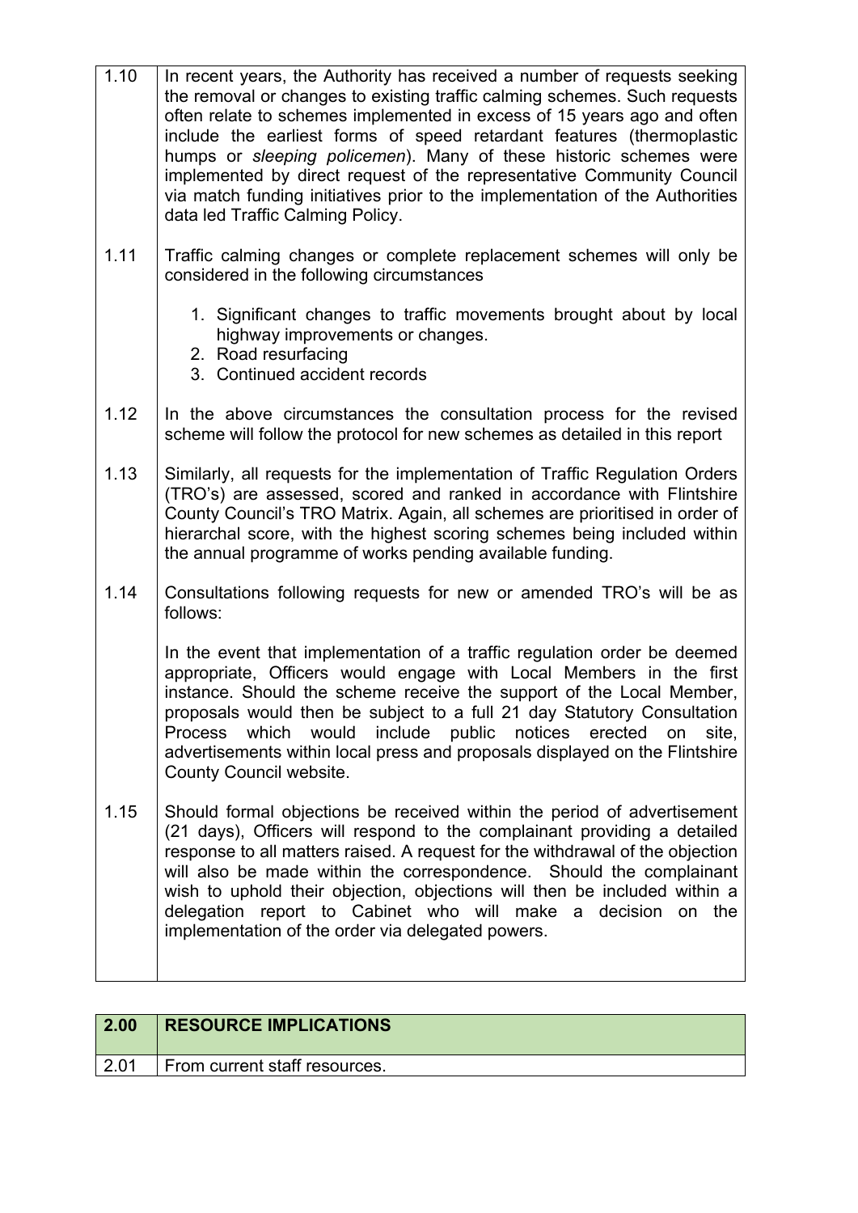| | |
|---|---|
| 1.10 | In recent years, the Authority has received a number of requests seeking the removal or changes to existing traffic calming schemes. Such requests often relate to schemes implemented in excess of 15 years ago and often include the earliest forms of speed retardant features (thermoplastic humps or *sleeping policemen*). Many of these historic schemes were implemented by direct request of the representative Community Council via match funding initiatives prior to the implementation of the Authorities data led Traffic Calming Policy. |
| 1.11 | Traffic calming changes or complete replacement schemes will only be considered in the following circumstances<br><br>1. Significant changes to traffic movements brought about by local highway improvements or changes.<br>2. Road resurfacing<br>3. Continued accident records |
| 1.12 | In the above circumstances the consultation process for the revised scheme will follow the protocol for new schemes as detailed in this report |
| 1.13 | Similarly, all requests for the implementation of Traffic Regulation Orders (TRO's) are assessed, scored and ranked in accordance with Flintshire County Council's TRO Matrix. Again, all schemes are prioritised in order of hierarchal score, with the highest scoring schemes being included within the annual programme of works pending available funding. |
| 1.14 | Consultations following requests for new or amended TRO's will be as follows:<br><br>In the event that implementation of a traffic regulation order be deemed appropriate, Officers would engage with Local Members in the first instance. Should the scheme receive the support of the Local Member, proposals would then be subject to a full 21 day Statutory Consultation Process which would include public notices erected on site, advertisements within local press and proposals displayed on the Flintshire County Council website. |
| 1.15 | Should formal objections be received within the period of advertisement (21 days), Officers will respond to the complainant providing a detailed response to all matters raised. A request for the withdrawal of the objection will also be made within the correspondence. Should the complainant wish to uphold their objection, objections will then be included within a delegation report to Cabinet who will make a decision on the implementation of the order via delegated powers. |

| **2.00** | **RESOURCE IMPLICATIONS** |
|---|---|
| 2.01 | From current staff resources. |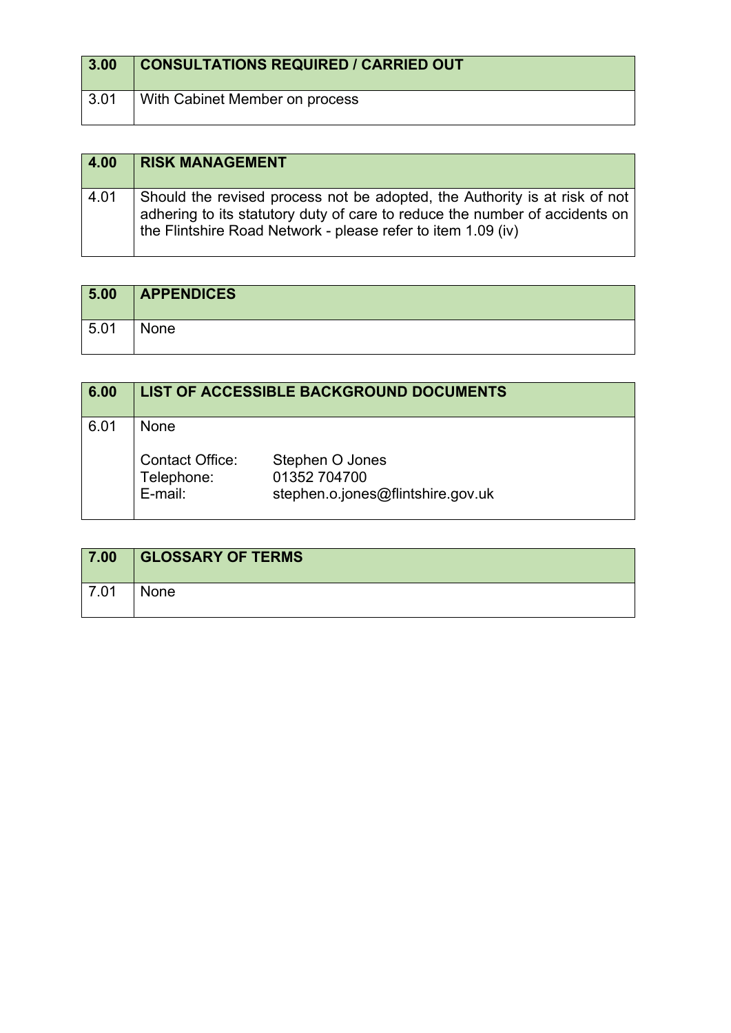| 3.00 | CONSULTATIONS REQUIRED / CARRIED OUT |
|---|---|
| 3.01 | With Cabinet Member on process |

| 4.00 | RISK MANAGEMENT |
|---|---|
| 4.01 | Should the revised process not be adopted, the Authority is at risk of not adhering to its statutory duty of care to reduce the number of accidents on the Flintshire Road Network - please refer to item 1.09 (iv) |

| 5.00 | APPENDICES |
|---|---|
| 5.01 | None |

| 6.00 | LIST OF ACCESSIBLE BACKGROUND DOCUMENTS |
|---|---|
| 6.01 | None<br><br>Contact Office: Stephen O Jones<br>Telephone: 01352 704700<br>E-mail: stephen.o.jones@flintshire.gov.uk |

| 7.00 | GLOSSARY OF TERMS |
|---|---|
| 7.01 | None |